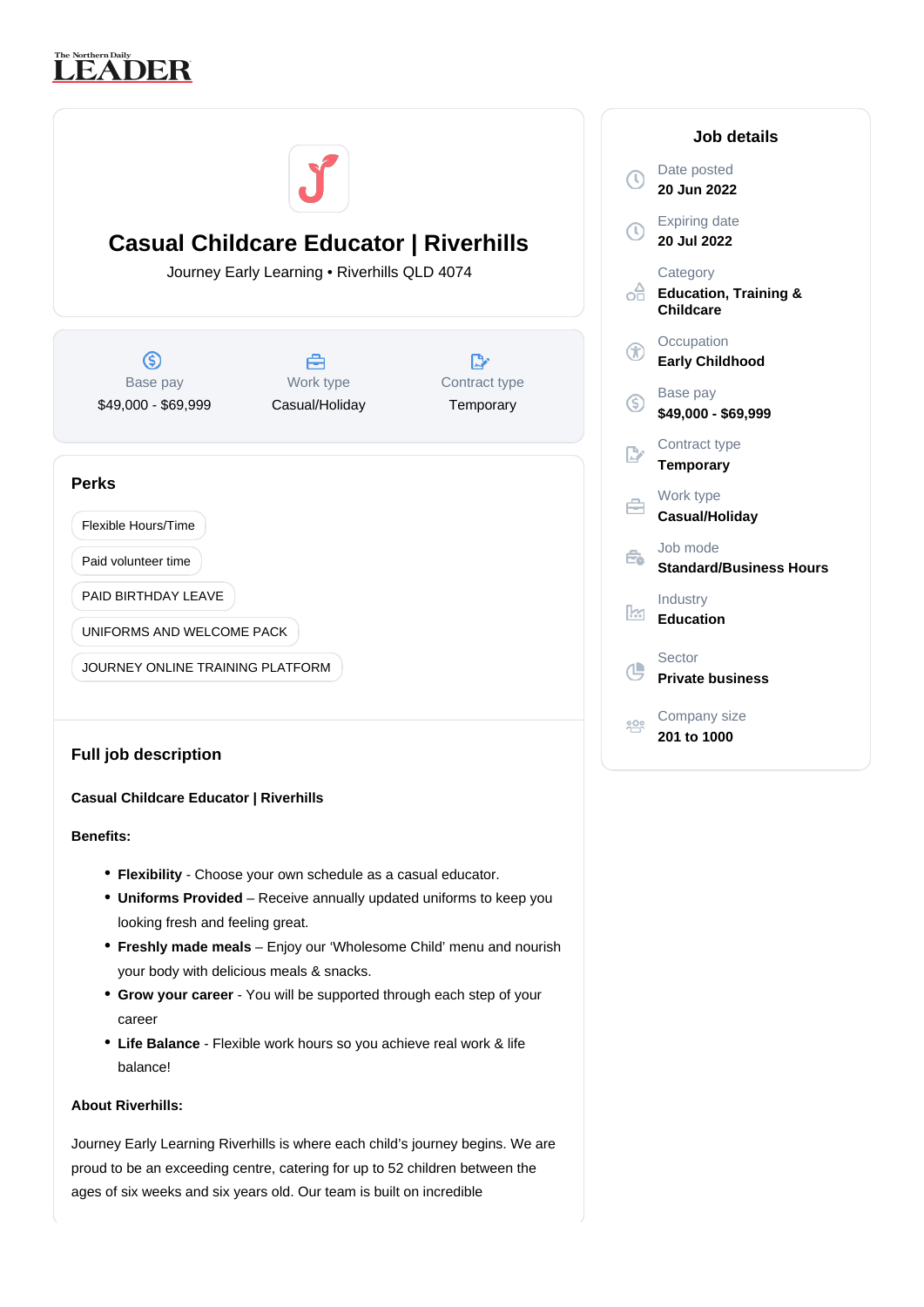The Northern Daily LEADER

# Casual Childcare Educator | Riverhills

Journey Early Learning • Riverhills QLD 4074

Base pay
$49,000 - $69,999

Work type
Casual/Holiday

Contract type
Temporary

## Perks

- Flexible Hours/Time
- Paid volunteer time
- PAID BIRTHDAY LEAVE
- UNIFORMS AND WELCOME PACK
- JOURNEY ONLINE TRAINING PLATFORM

## Full job description

**Casual Childcare Educator | Riverhills**

**Benefits:**

- **Flexibility** - Choose your own schedule as a casual educator.
- **Uniforms Provided** – Receive annually updated uniforms to keep you looking fresh and feeling great.
- **Freshly made meals** – Enjoy our 'Wholesome Child' menu and nourish your body with delicious meals & snacks.
- **Grow your career** - You will be supported through each step of your career
- **Life Balance** - Flexible work hours so you achieve real work & life balance!

**About Riverhills:**

Journey Early Learning Riverhills is where each child's journey begins. We are proud to be an exceeding centre, catering for up to 52 children between the ages of six weeks and six years old. Our team is built on incredible

## Job details

Date posted
**20 Jun 2022**

Expiring date
**20 Jul 2022**

Category
**Education, Training & Childcare**

Occupation
**Early Childhood**

Base pay
**$49,000 - $69,999**

Contract type
**Temporary**

Work type
**Casual/Holiday**

Job mode
**Standard/Business Hours**

Industry
**Education**

Sector
**Private business**

Company size
**201 to 1000**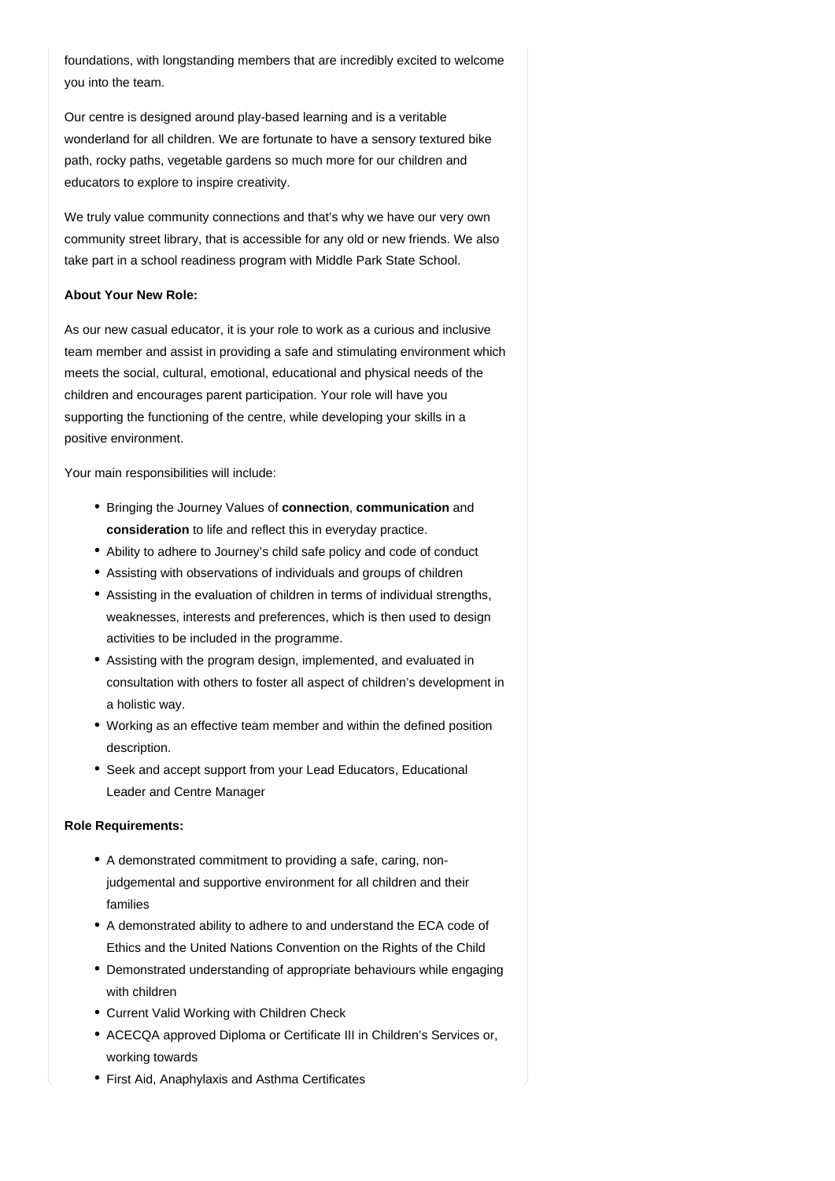foundations, with longstanding members that are incredibly excited to welcome you into the team.

Our centre is designed around play-based learning and is a veritable wonderland for all children. We are fortunate to have a sensory textured bike path, rocky paths, vegetable gardens so much more for our children and educators to explore to inspire creativity.

We truly value community connections and that's why we have our very own community street library, that is accessible for any old or new friends. We also take part in a school readiness program with Middle Park State School.

**About Your New Role:**

As our new casual educator, it is your role to work as a curious and inclusive team member and assist in providing a safe and stimulating environment which meets the social, cultural, emotional, educational and physical needs of the children and encourages parent participation. Your role will have you supporting the functioning of the centre, while developing your skills in a positive environment.

Your main responsibilities will include:

- Bringing the Journey Values of **connection**, **communication** and **consideration** to life and reflect this in everyday practice.
- Ability to adhere to Journey's child safe policy and code of conduct
- Assisting with observations of individuals and groups of children
- Assisting in the evaluation of children in terms of individual strengths, weaknesses, interests and preferences, which is then used to design activities to be included in the programme.
- Assisting with the program design, implemented, and evaluated in consultation with others to foster all aspect of children's development in a holistic way.
- Working as an effective team member and within the defined position description.
- Seek and accept support from your Lead Educators, Educational Leader and Centre Manager

**Role Requirements:**

- A demonstrated commitment to providing a safe, caring, non-judgemental and supportive environment for all children and their families
- A demonstrated ability to adhere to and understand the ECA code of Ethics and the United Nations Convention on the Rights of the Child
- Demonstrated understanding of appropriate behaviours while engaging with children
- Current Valid Working with Children Check
- ACECQA approved Diploma or Certificate III in Children's Services or, working towards
- First Aid, Anaphylaxis and Asthma Certificates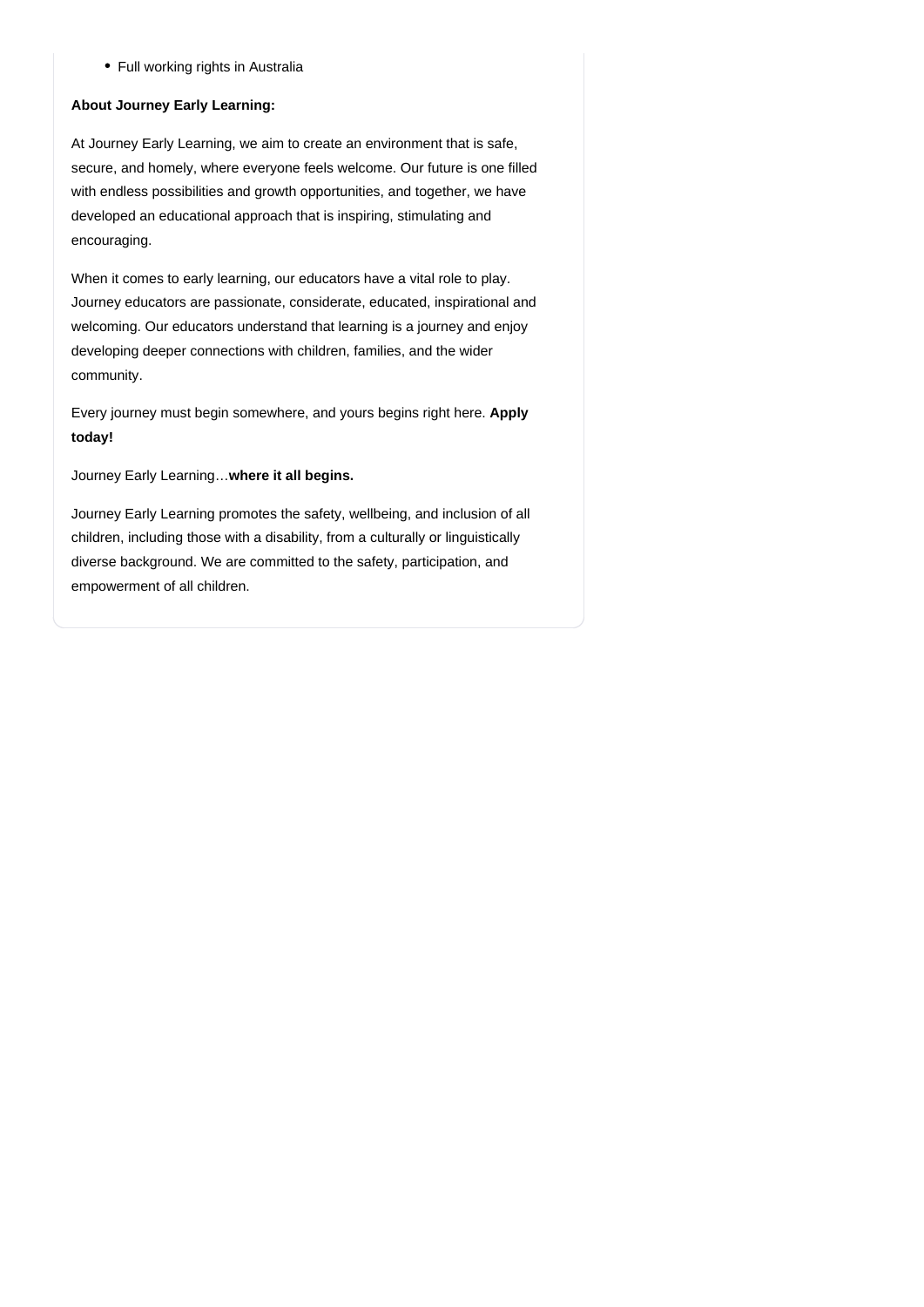- Full working rights in Australia

**About Journey Early Learning:**

At Journey Early Learning, we aim to create an environment that is safe, secure, and homely, where everyone feels welcome. Our future is one filled with endless possibilities and growth opportunities, and together, we have developed an educational approach that is inspiring, stimulating and encouraging.

When it comes to early learning, our educators have a vital role to play. Journey educators are passionate, considerate, educated, inspirational and welcoming. Our educators understand that learning is a journey and enjoy developing deeper connections with children, families, and the wider community.

Every journey must begin somewhere, and yours begins right here. **Apply today!**

Journey Early Learning…**where it all begins.**

Journey Early Learning promotes the safety, wellbeing, and inclusion of all children, including those with a disability, from a culturally or linguistically diverse background. We are committed to the safety, participation, and empowerment of all children.